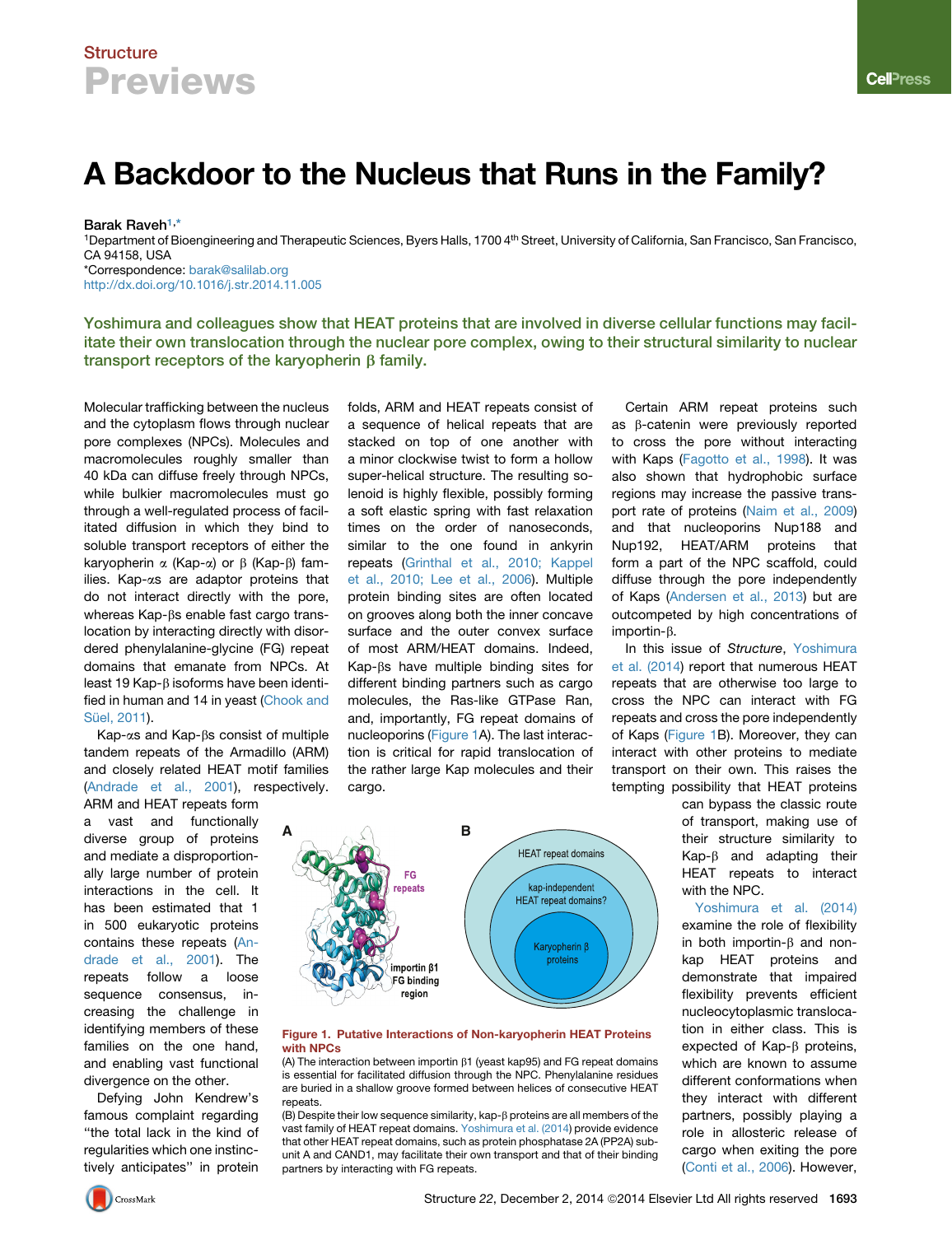# A Backdoor to the Nucleus that Runs in the Family?

**Barak Raveh**[1,*]

[1]Department of Bioengineering and Therapeutic Sciences, Byers Halls, 1700 4th Street, University of California, San Francisco, San Francisco, CA 94158, USA

*Correspondence: barak@salilab.org

http://dx.doi.org/10.1016/j.str.2014.11.005

**Yoshimura and colleagues show that HEAT proteins that are involved in diverse cellular functions may facilitate their own translocation through the nuclear pore complex, owing to their structural similarity to nuclear transport receptors of the karyopherin β family.**

Molecular trafficking between the nucleus and the cytoplasm flows through nuclear pore complexes (NPCs). Molecules and macromolecules roughly smaller than 40 kDa can diffuse freely through NPCs, while bulkier macromolecules must go through a well-regulated process of facilitated diffusion in which they bind to soluble transport receptors of either the karyopherin α (Kap-α) or β (Kap-β) families. Kap-αs are adaptor proteins that do not interact directly with the pore, whereas Kap-βs enable fast cargo translocation by interacting directly with disordered phenylalanine-glycine (FG) repeat domains that emanate from NPCs. At least 19 Kap-β isoforms have been identified in human and 14 in yeast (Chook and Süel, 2011).

Kap-αs and Kap-βs consist of multiple tandem repeats of the Armadillo (ARM) and closely related HEAT motif families (Andrade et al., 2001), respectively. ARM and HEAT repeats form a vast and functionally diverse group of proteins and mediate a disproportionally large number of protein interactions in the cell. It has been estimated that 1 in 500 eukaryotic proteins contains these repeats (Andrade et al., 2001). The repeats follow a loose sequence consensus, increasing the challenge in identifying members of these families on the one hand, and enabling vast functional divergence on the other.

Defying John Kendrew's famous complaint regarding "the total lack in the kind of regularities which one instinctively anticipates" in protein folds, ARM and HEAT repeats consist of a sequence of helical repeats that are stacked on top of one another with a minor clockwise twist to form a hollow super-helical structure. The resulting solenoid is highly flexible, possibly forming a soft elastic spring with fast relaxation times on the order of nanoseconds, similar to the one found in ankyrin repeats (Grinthal et al., 2010; Kappel et al., 2010; Lee et al., 2006). Multiple protein binding sites are often located on grooves along both the inner concave surface and the outer convex surface of most ARM/HEAT domains. Indeed, Kap-βs have multiple binding sites for different binding partners such as cargo molecules, the Ras-like GTPase Ran, and, importantly, FG repeat domains of nucleoporins (Figure 1A). The last interaction is critical for rapid translocation of the rather large Kap molecules and their cargo.

Certain ARM repeat proteins such as β-catenin were previously reported to cross the pore without interacting with Kaps (Fagotto et al., 1998). It was also shown that hydrophobic surface regions may increase the passive transport rate of proteins (Naim et al., 2009) and that nucleoporins Nup188 and Nup192, HEAT/ARM proteins that form a part of the NPC scaffold, could diffuse through the pore independently of Kaps (Andersen et al., 2013) but are outcompeted by high concentrations of importin-β.

In this issue of *Structure*, Yoshimura et al. (2014) report that numerous HEAT repeats that are otherwise too large to cross the NPC can interact with FG repeats and cross the pore independently of Kaps (Figure 1B). Moreover, they can interact with other proteins to mediate transport on their own. This raises the tempting possibility that HEAT proteins can bypass the classic route of transport, making use of their structure similarity to Kap-β and adapting their HEAT repeats to interact with the NPC.

Yoshimura et al. (2014) examine the role of flexibility in both importin-β and non-kap HEAT proteins and demonstrate that impaired flexibility prevents efficient nucleocytoplasmic translocation in either class. This is expected of Kap-β proteins, which are known to assume different conformations when they interact with different partners, possibly playing a role in allosteric release of cargo when exiting the pore (Conti et al., 2006). However,

**Figure 1. Putative Interactions of Non-karyopherin HEAT Proteins with NPCs**

(A) The interaction between importin β1 (yeast kap95) and FG repeat domains is essential for facilitated diffusion through the NPC. Phenylalanine residues are buried in a shallow groove formed between helices of consecutive HEAT repeats.

(B) Despite their low sequence similarity, kap-β proteins are all members of the vast family of HEAT repeat domains. Yoshimura et al. (2014) provide evidence that other HEAT repeat domains, such as protein phosphatase 2A (PP2A) subunit A and CAND1, may facilitate their own transport and that of their binding partners by interacting with FG repeats.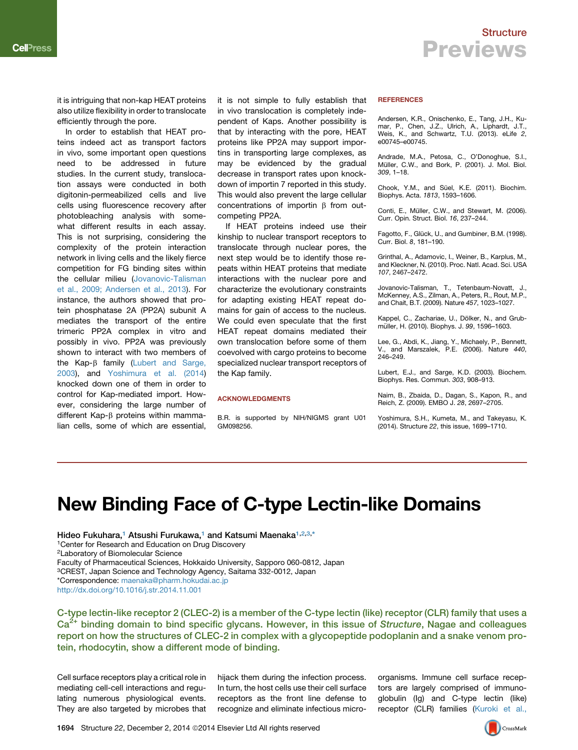it is intriguing that non-kap HEAT proteins also utilize flexibility in order to translocate efficiently through the pore.

In order to establish that HEAT proteins indeed act as transport factors in vivo, some important open questions need to be addressed in future studies. In the current study, translocation assays were conducted in both digitonin-permeabilized cells and live cells using fluorescence recovery after photobleaching analysis with somewhat different results in each assay. This is not surprising, considering the complexity of the protein interaction network in living cells and the likely fierce competition for FG binding sites within the cellular milieu (Jovanovic-Talisman et al., 2009; Andersen et al., 2013). For instance, the authors showed that protein phosphatase 2A (PP2A) subunit A mediates the transport of the entire trimeric PP2A complex in vitro and possibly in vivo. PP2A was previously shown to interact with two members of the Kap-β family (Lubert and Sarge, 2003), and Yoshimura et al. (2014) knocked down one of them in order to control for Kap-mediated import. However, considering the large number of different Kap-β proteins within mammalian cells, some of which are essential, it is not simple to fully establish that in vivo translocation is completely independent of Kaps. Another possibility is that by interacting with the pore, HEAT proteins like PP2A may support importins in transporting large complexes, as may be evidenced by the gradual decrease in transport rates upon knockdown of importin 7 reported in this study. This would also prevent the large cellular concentrations of importin β from outcompeting PP2A.

If HEAT proteins indeed use their kinship to nuclear transport receptors to translocate through nuclear pores, the next step would be to identify those repeats within HEAT proteins that mediate interactions with the nuclear pore and characterize the evolutionary constraints for adapting existing HEAT repeat domains for gain of access to the nucleus. We could even speculate that the first HEAT repeat domains mediated their own translocation before some of them coevolved with cargo proteins to become specialized nuclear transport receptors of the Kap family.

## ACKNOWLEDGMENTS

B.R. is supported by NIH/NIGMS grant U01 GM098256.

## REFERENCES

Andersen, K.R., Onischenko, E., Tang, J.H., Kumar, P., Chen, J.Z., Ulrich, A., Liphardt, J.T., Weis, K., and Schwartz, T.U. (2013). eLife *2*, e00745–e00745.

Andrade, M.A., Petosa, C., O'Donoghue, S.I., Müller, C.W., and Bork, P. (2001). J. Mol. Biol. *309*, 1–18.

Chook, Y.M., and Süel, K.E. (2011). Biochim. Biophys. Acta. *1813*, 1593–1606.

Conti, E., Müller, C.W., and Stewart, M. (2006). Curr. Opin. Struct. Biol. *16*, 237–244.

Fagotto, F., Glück, U., and Gumbiner, B.M. (1998). Curr. Biol. *8*, 181–190.

Grinthal, A., Adamovic, I., Weiner, B., Karplus, M., and Kleckner, N. (2010). Proc. Natl. Acad. Sci. USA *107*, 2467–2472.

Jovanovic-Talisman, T., Tetenbaum-Novatt, J., McKenney, A.S., Zilman, A., Peters, R., Rout, M.P., and Chait, B.T. (2009). Nature *457*, 1023–1027.

Kappel, C., Zachariae, U., Dölker, N., and Grubmüller, H. (2010). Biophys. J. *99*, 1596–1603.

Lee, G., Abdi, K., Jiang, Y., Michaely, P., Bennett, V., and Marszalek, P.E. (2006). Nature *440*, 246–249.

Lubert, E.J., and Sarge, K.D. (2003). Biochem. Biophys. Res. Commun. *303*, 908–913.

Naim, B., Zbaida, D., Dagan, S., Kapon, R., and Reich, Z. (2009). EMBO J. *28*, 2697–2705.

Yoshimura, S.H., Kumeta, M., and Takeyasu, K. (2014). Structure *22*, this issue, 1699–1710.

# New Binding Face of C-type Lectin-like Domains

**Hideo Fukuhara,[1] Atsushi Furukawa,[1] and Katsumi Maenaka[1,2,3,*]**

[1]Center for Research and Education on Drug Discovery
[2]Laboratory of Biomolecular Science
Faculty of Pharmaceutical Sciences, Hokkaido University, Sapporo 060-0812, Japan
[3]CREST, Japan Science and Technology Agency, Saitama 332-0012, Japan
*Correspondence: maenaka@pharm.hokudai.ac.jp
http://dx.doi.org/10.1016/j.str.2014.11.001

**C-type lectin-like receptor 2 (CLEC-2) is a member of the C-type lectin (like) receptor (CLR) family that uses a $Ca^{2+}$ binding domain to bind specific glycans. However, in this issue of *Structure*, Nagae and colleagues report on how the structures of CLEC-2 in complex with a glycopeptide podoplanin and a snake venom protein, rhodocytin, show a different mode of binding.**

Cell surface receptors play a critical role in mediating cell-cell interactions and regulating numerous physiological events. They are also targeted by microbes that hijack them during the infection process. In turn, the host cells use their cell surface receptors as the front line defense to recognize and eliminate infectious microorganisms. Immune cell surface receptors are largely comprised of immunoglobulin (Ig) and C-type lectin (like) receptor (CLR) families (Kuroki et al.,